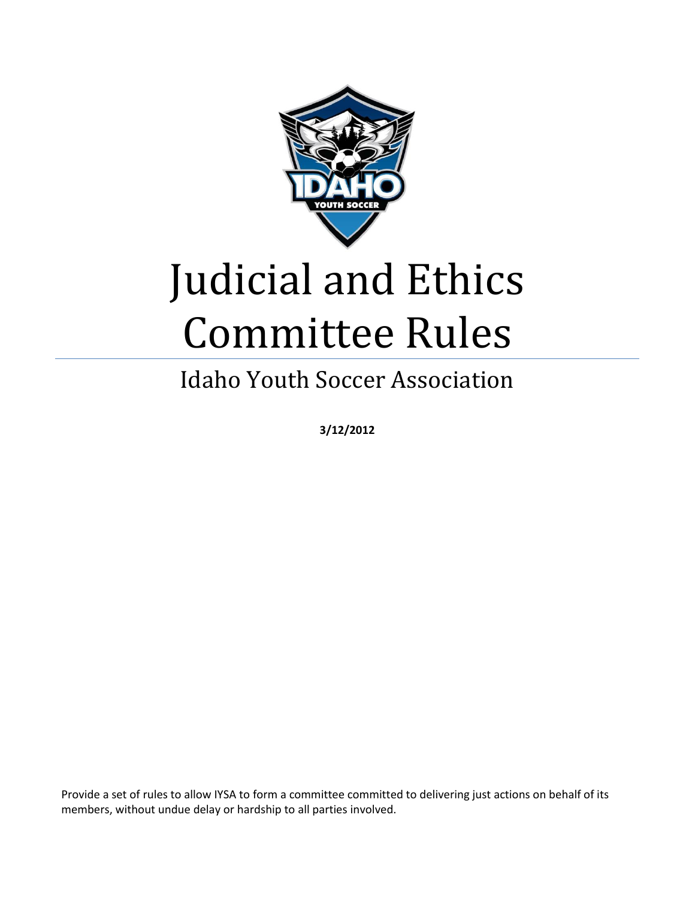# Judicial and Ethics Committee Rules

## Idaho Youth Soccer Association

**3/12/2012**

Provide a set of rules to allow IYSA to form a committee committed to delivering just actions on behalf of its members, without undue delay or hardship to all parties involved.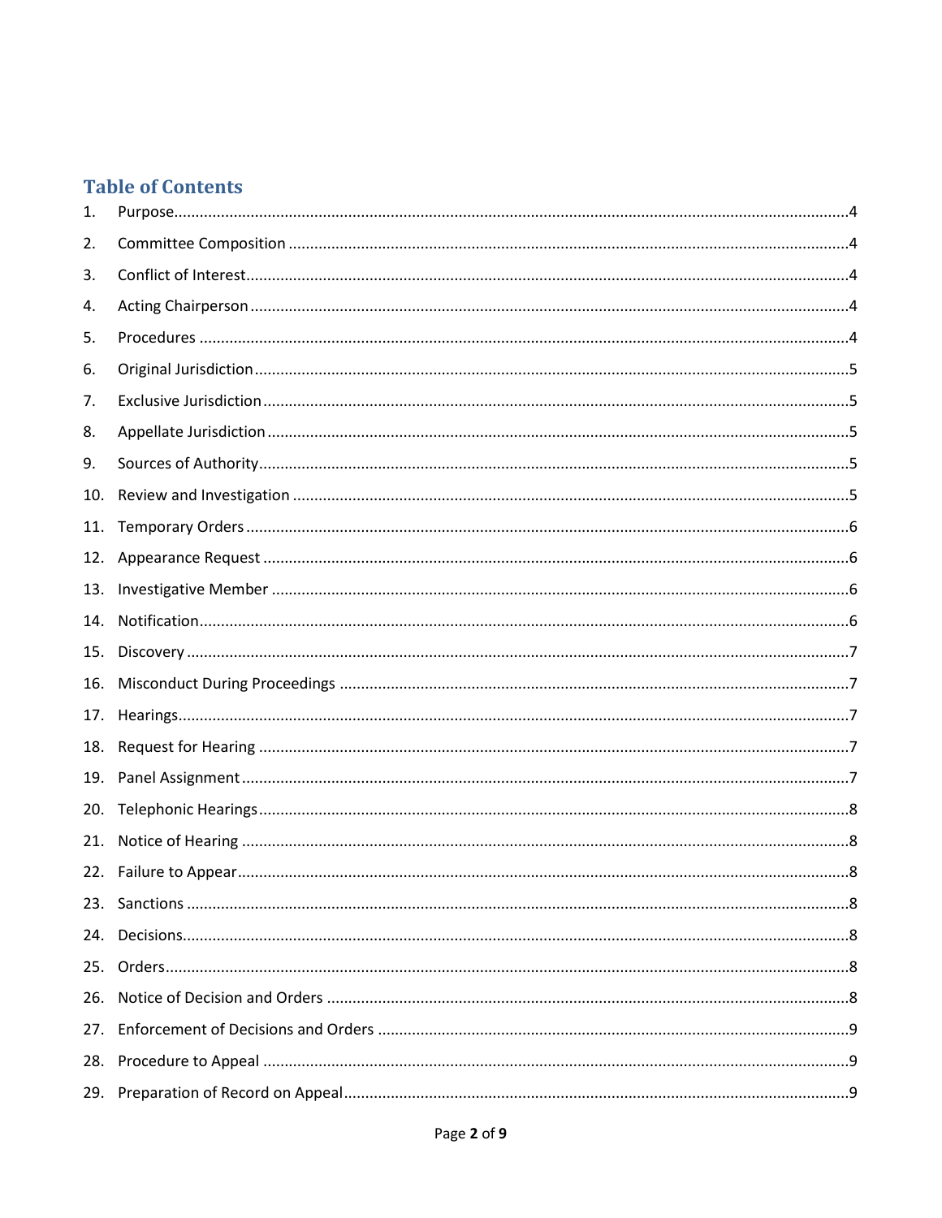## Table of Contents

1. Purpose....4
2. Committee Composition....4
3. Conflict of Interest....4
4. Acting Chairperson....4
5. Procedures....4
6. Original Jurisdiction....5
7. Exclusive Jurisdiction....5
8. Appellate Jurisdiction....5
9. Sources of Authority....5
10. Review and Investigation....5
11. Temporary Orders....6
12. Appearance Request....6
13. Investigative Member....6
14. Notification....6
15. Discovery....7
16. Misconduct During Proceedings....7
17. Hearings....7
18. Request for Hearing....7
19. Panel Assignment....7
20. Telephonic Hearings....8
21. Notice of Hearing....8
22. Failure to Appear....8
23. Sanctions....8
24. Decisions....8
25. Orders....8
26. Notice of Decision and Orders....8
27. Enforcement of Decisions and Orders....9
28. Procedure to Appeal....9
29. Preparation of Record on Appeal....9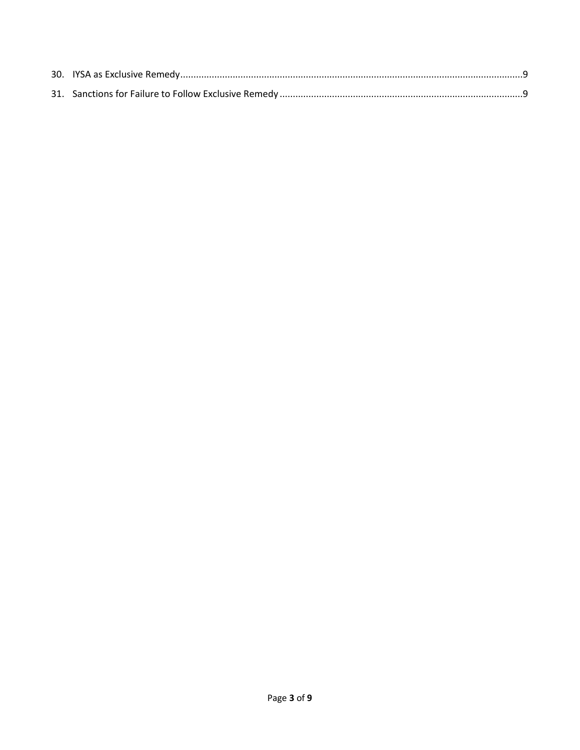30. IYSA as Exclusive Remedy ........................................................................................................................ 9
31. Sanctions for Failure to Follow Exclusive Remedy ................................................................................ 9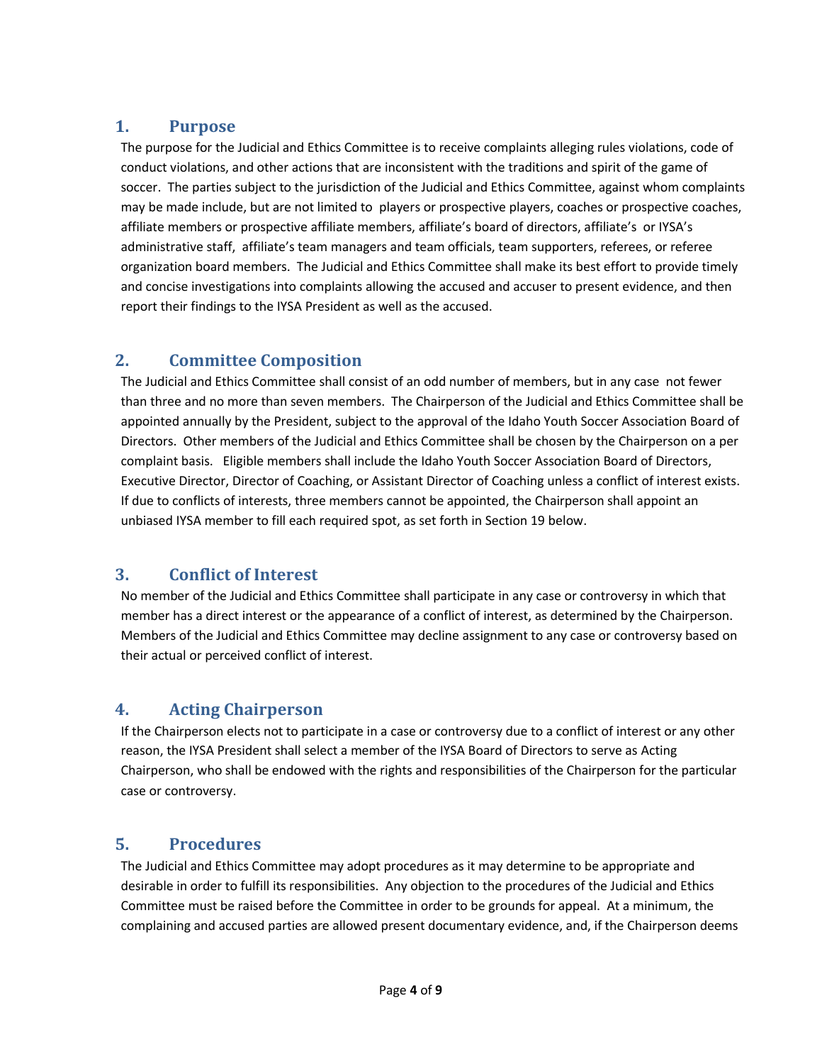## 1. Purpose

The purpose for the Judicial and Ethics Committee is to receive complaints alleging rules violations, code of conduct violations, and other actions that are inconsistent with the traditions and spirit of the game of soccer. The parties subject to the jurisdiction of the Judicial and Ethics Committee, against whom complaints may be made include, but are not limited to players or prospective players, coaches or prospective coaches, affiliate members or prospective affiliate members, affiliate's board of directors, affiliate's or IYSA's administrative staff, affiliate's team managers and team officials, team supporters, referees, or referee organization board members. The Judicial and Ethics Committee shall make its best effort to provide timely and concise investigations into complaints allowing the accused and accuser to present evidence, and then report their findings to the IYSA President as well as the accused.

## 2. Committee Composition

The Judicial and Ethics Committee shall consist of an odd number of members, but in any case not fewer than three and no more than seven members. The Chairperson of the Judicial and Ethics Committee shall be appointed annually by the President, subject to the approval of the Idaho Youth Soccer Association Board of Directors. Other members of the Judicial and Ethics Committee shall be chosen by the Chairperson on a per complaint basis. Eligible members shall include the Idaho Youth Soccer Association Board of Directors, Executive Director, Director of Coaching, or Assistant Director of Coaching unless a conflict of interest exists. If due to conflicts of interests, three members cannot be appointed, the Chairperson shall appoint an unbiased IYSA member to fill each required spot, as set forth in Section 19 below.

## 3. Conflict of Interest

No member of the Judicial and Ethics Committee shall participate in any case or controversy in which that member has a direct interest or the appearance of a conflict of interest, as determined by the Chairperson. Members of the Judicial and Ethics Committee may decline assignment to any case or controversy based on their actual or perceived conflict of interest.

## 4. Acting Chairperson

If the Chairperson elects not to participate in a case or controversy due to a conflict of interest or any other reason, the IYSA President shall select a member of the IYSA Board of Directors to serve as Acting Chairperson, who shall be endowed with the rights and responsibilities of the Chairperson for the particular case or controversy.

## 5. Procedures

The Judicial and Ethics Committee may adopt procedures as it may determine to be appropriate and desirable in order to fulfill its responsibilities. Any objection to the procedures of the Judicial and Ethics Committee must be raised before the Committee in order to be grounds for appeal. At a minimum, the complaining and accused parties are allowed present documentary evidence, and, if the Chairperson deems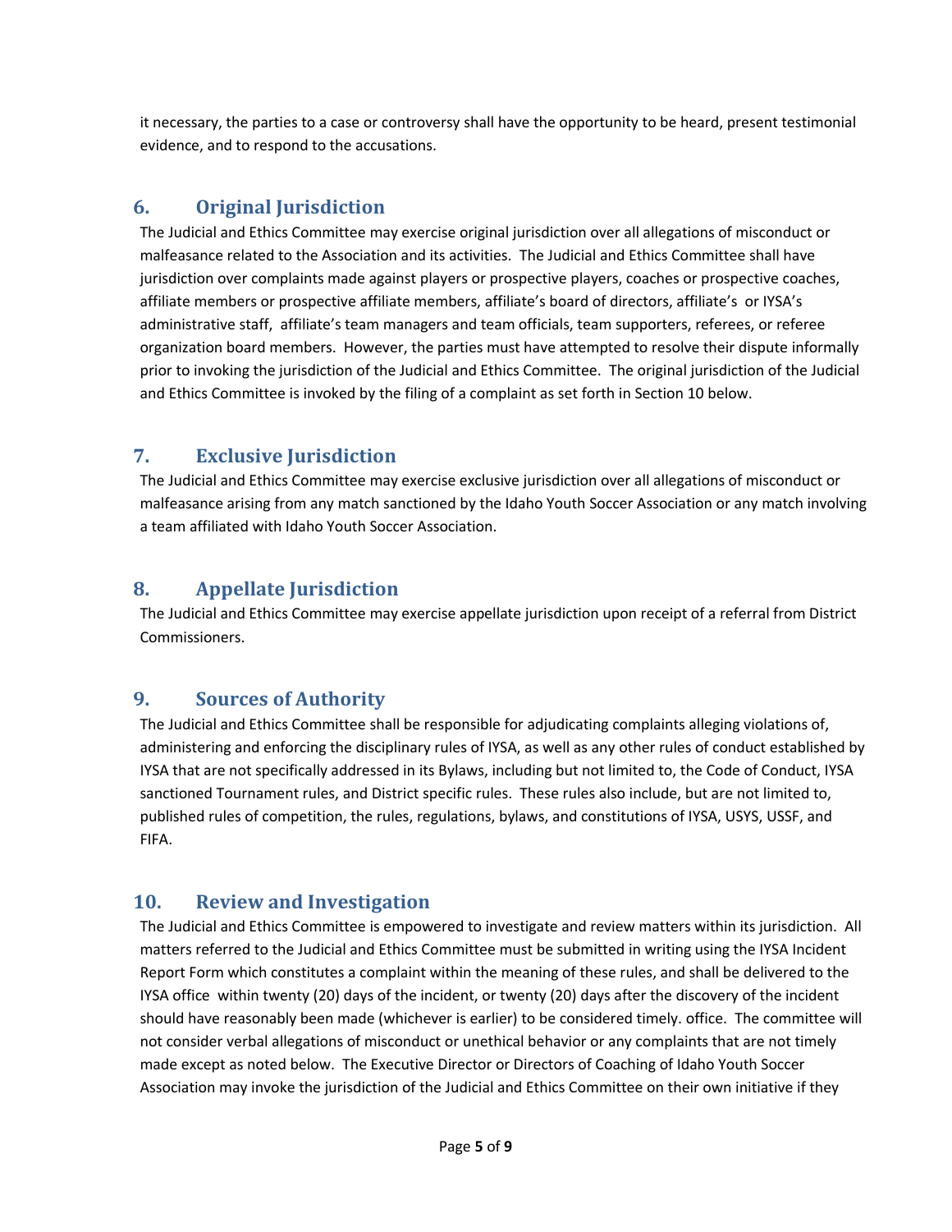it necessary, the parties to a case or controversy shall have the opportunity to be heard, present testimonial evidence, and to respond to the accusations.

## 6. Original Jurisdiction

The Judicial and Ethics Committee may exercise original jurisdiction over all allegations of misconduct or malfeasance related to the Association and its activities. The Judicial and Ethics Committee shall have jurisdiction over complaints made against players or prospective players, coaches or prospective coaches, affiliate members or prospective affiliate members, affiliate's board of directors, affiliate's or IYSA's administrative staff, affiliate's team managers and team officials, team supporters, referees, or referee organization board members. However, the parties must have attempted to resolve their dispute informally prior to invoking the jurisdiction of the Judicial and Ethics Committee. The original jurisdiction of the Judicial and Ethics Committee is invoked by the filing of a complaint as set forth in Section 10 below.

## 7. Exclusive Jurisdiction

The Judicial and Ethics Committee may exercise exclusive jurisdiction over all allegations of misconduct or malfeasance arising from any match sanctioned by the Idaho Youth Soccer Association or any match involving a team affiliated with Idaho Youth Soccer Association.

## 8. Appellate Jurisdiction

The Judicial and Ethics Committee may exercise appellate jurisdiction upon receipt of a referral from District Commissioners.

## 9. Sources of Authority

The Judicial and Ethics Committee shall be responsible for adjudicating complaints alleging violations of, administering and enforcing the disciplinary rules of IYSA, as well as any other rules of conduct established by IYSA that are not specifically addressed in its Bylaws, including but not limited to, the Code of Conduct, IYSA sanctioned Tournament rules, and District specific rules. These rules also include, but are not limited to, published rules of competition, the rules, regulations, bylaws, and constitutions of IYSA, USYS, USSF, and FIFA.

## 10. Review and Investigation

The Judicial and Ethics Committee is empowered to investigate and review matters within its jurisdiction. All matters referred to the Judicial and Ethics Committee must be submitted in writing using the IYSA Incident Report Form which constitutes a complaint within the meaning of these rules, and shall be delivered to the IYSA office within twenty (20) days of the incident, or twenty (20) days after the discovery of the incident should have reasonably been made (whichever is earlier) to be considered timely. office. The committee will not consider verbal allegations of misconduct or unethical behavior or any complaints that are not timely made except as noted below. The Executive Director or Directors of Coaching of Idaho Youth Soccer Association may invoke the jurisdiction of the Judicial and Ethics Committee on their own initiative if they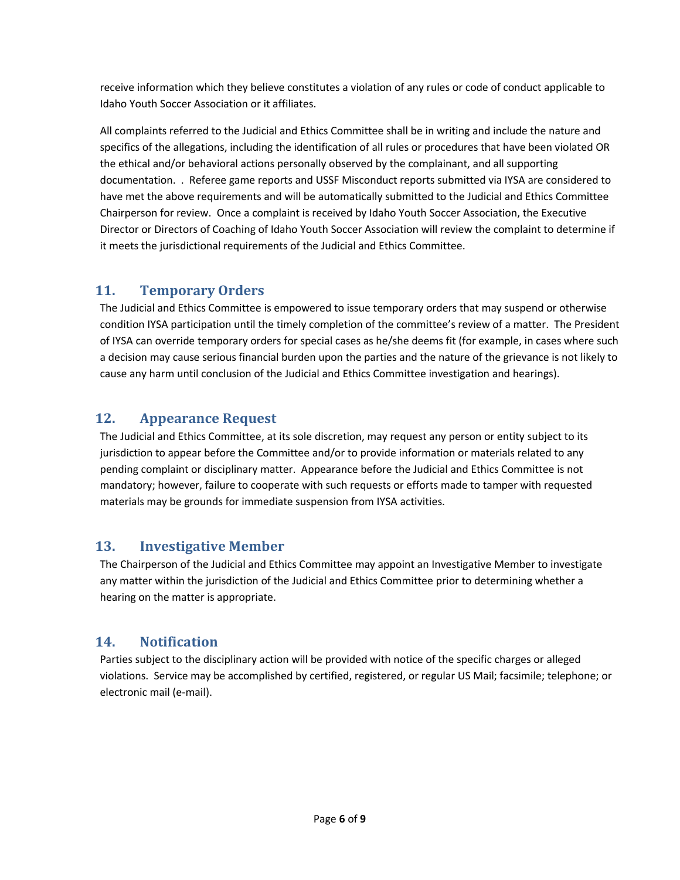receive information which they believe constitutes a violation of any rules or code of conduct applicable to Idaho Youth Soccer Association or it affiliates.

All complaints referred to the Judicial and Ethics Committee shall be in writing and include the nature and specifics of the allegations, including the identification of all rules or procedures that have been violated OR the ethical and/or behavioral actions personally observed by the complainant, and all supporting documentation. . Referee game reports and USSF Misconduct reports submitted via IYSA are considered to have met the above requirements and will be automatically submitted to the Judicial and Ethics Committee Chairperson for review. Once a complaint is received by Idaho Youth Soccer Association, the Executive Director or Directors of Coaching of Idaho Youth Soccer Association will review the complaint to determine if it meets the jurisdictional requirements of the Judicial and Ethics Committee.

## 11. Temporary Orders

The Judicial and Ethics Committee is empowered to issue temporary orders that may suspend or otherwise condition IYSA participation until the timely completion of the committee's review of a matter. The President of IYSA can override temporary orders for special cases as he/she deems fit (for example, in cases where such a decision may cause serious financial burden upon the parties and the nature of the grievance is not likely to cause any harm until conclusion of the Judicial and Ethics Committee investigation and hearings).

## 12. Appearance Request

The Judicial and Ethics Committee, at its sole discretion, may request any person or entity subject to its jurisdiction to appear before the Committee and/or to provide information or materials related to any pending complaint or disciplinary matter. Appearance before the Judicial and Ethics Committee is not mandatory; however, failure to cooperate with such requests or efforts made to tamper with requested materials may be grounds for immediate suspension from IYSA activities.

## 13. Investigative Member

The Chairperson of the Judicial and Ethics Committee may appoint an Investigative Member to investigate any matter within the jurisdiction of the Judicial and Ethics Committee prior to determining whether a hearing on the matter is appropriate.

## 14. Notification

Parties subject to the disciplinary action will be provided with notice of the specific charges or alleged violations. Service may be accomplished by certified, registered, or regular US Mail; facsimile; telephone; or electronic mail (e-mail).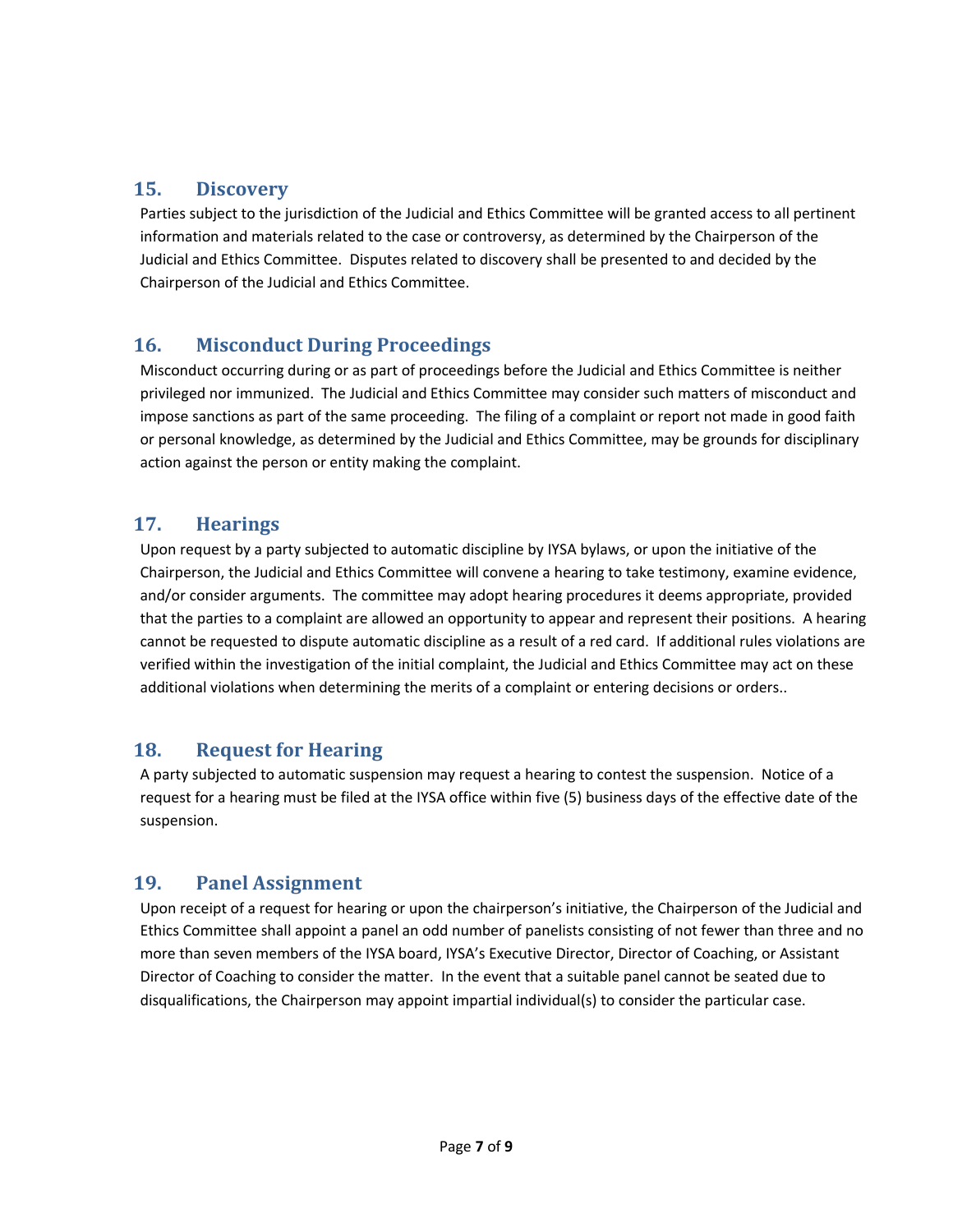## 15. Discovery

Parties subject to the jurisdiction of the Judicial and Ethics Committee will be granted access to all pertinent information and materials related to the case or controversy, as determined by the Chairperson of the Judicial and Ethics Committee. Disputes related to discovery shall be presented to and decided by the Chairperson of the Judicial and Ethics Committee.

## 16. Misconduct During Proceedings

Misconduct occurring during or as part of proceedings before the Judicial and Ethics Committee is neither privileged nor immunized. The Judicial and Ethics Committee may consider such matters of misconduct and impose sanctions as part of the same proceeding. The filing of a complaint or report not made in good faith or personal knowledge, as determined by the Judicial and Ethics Committee, may be grounds for disciplinary action against the person or entity making the complaint.

## 17. Hearings

Upon request by a party subjected to automatic discipline by IYSA bylaws, or upon the initiative of the Chairperson, the Judicial and Ethics Committee will convene a hearing to take testimony, examine evidence, and/or consider arguments. The committee may adopt hearing procedures it deems appropriate, provided that the parties to a complaint are allowed an opportunity to appear and represent their positions. A hearing cannot be requested to dispute automatic discipline as a result of a red card. If additional rules violations are verified within the investigation of the initial complaint, the Judicial and Ethics Committee may act on these additional violations when determining the merits of a complaint or entering decisions or orders..

## 18. Request for Hearing

A party subjected to automatic suspension may request a hearing to contest the suspension. Notice of a request for a hearing must be filed at the IYSA office within five (5) business days of the effective date of the suspension.

## 19. Panel Assignment

Upon receipt of a request for hearing or upon the chairperson's initiative, the Chairperson of the Judicial and Ethics Committee shall appoint a panel an odd number of panelists consisting of not fewer than three and no more than seven members of the IYSA board, IYSA's Executive Director, Director of Coaching, or Assistant Director of Coaching to consider the matter. In the event that a suitable panel cannot be seated due to disqualifications, the Chairperson may appoint impartial individual(s) to consider the particular case.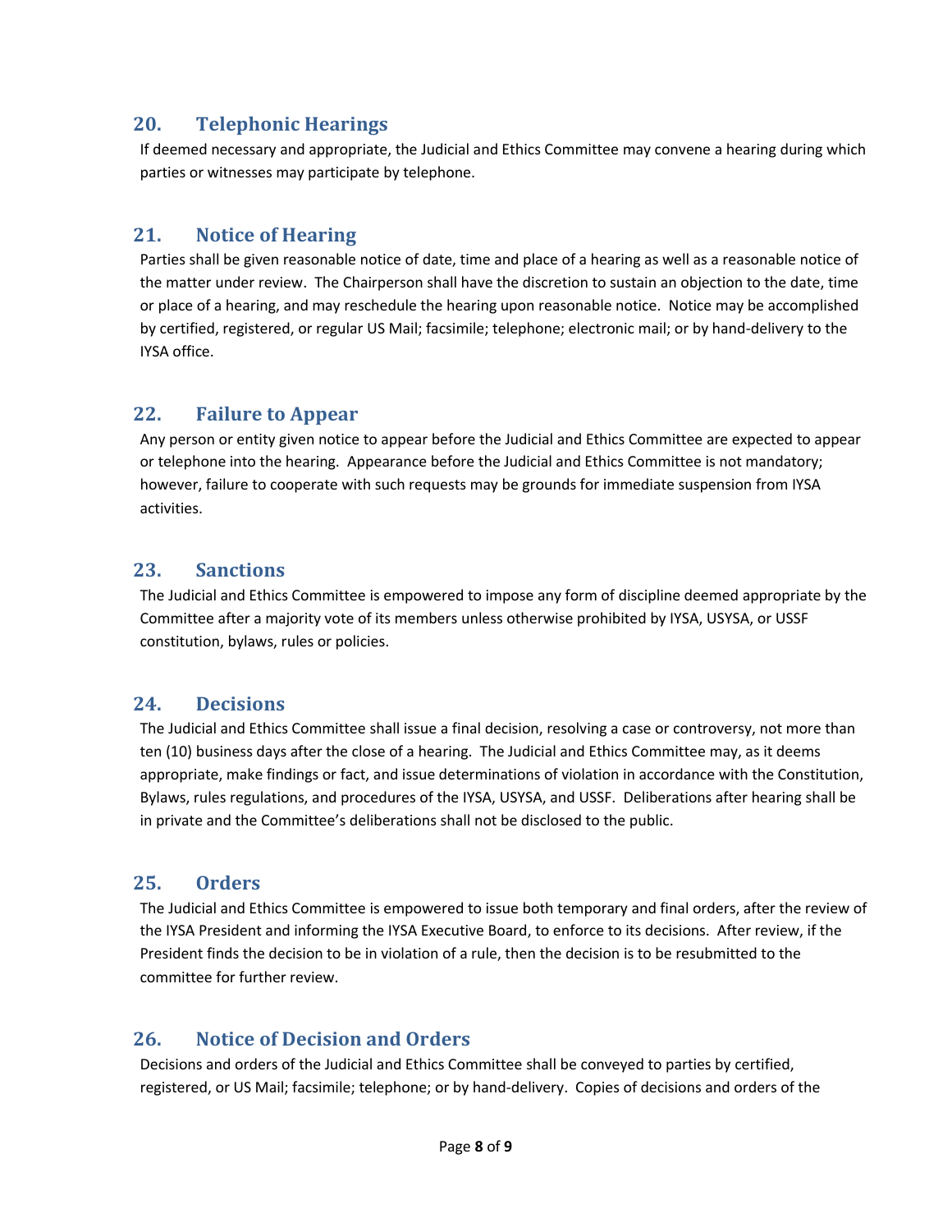## 20. Telephonic Hearings

If deemed necessary and appropriate, the Judicial and Ethics Committee may convene a hearing during which parties or witnesses may participate by telephone.

## 21. Notice of Hearing

Parties shall be given reasonable notice of date, time and place of a hearing as well as a reasonable notice of the matter under review. The Chairperson shall have the discretion to sustain an objection to the date, time or place of a hearing, and may reschedule the hearing upon reasonable notice. Notice may be accomplished by certified, registered, or regular US Mail; facsimile; telephone; electronic mail; or by hand-delivery to the IYSA office.

## 22. Failure to Appear

Any person or entity given notice to appear before the Judicial and Ethics Committee are expected to appear or telephone into the hearing. Appearance before the Judicial and Ethics Committee is not mandatory; however, failure to cooperate with such requests may be grounds for immediate suspension from IYSA activities.

## 23. Sanctions

The Judicial and Ethics Committee is empowered to impose any form of discipline deemed appropriate by the Committee after a majority vote of its members unless otherwise prohibited by IYSA, USYSA, or USSF constitution, bylaws, rules or policies.

## 24. Decisions

The Judicial and Ethics Committee shall issue a final decision, resolving a case or controversy, not more than ten (10) business days after the close of a hearing. The Judicial and Ethics Committee may, as it deems appropriate, make findings or fact, and issue determinations of violation in accordance with the Constitution, Bylaws, rules regulations, and procedures of the IYSA, USYSA, and USSF. Deliberations after hearing shall be in private and the Committee's deliberations shall not be disclosed to the public.

## 25. Orders

The Judicial and Ethics Committee is empowered to issue both temporary and final orders, after the review of the IYSA President and informing the IYSA Executive Board, to enforce to its decisions. After review, if the President finds the decision to be in violation of a rule, then the decision is to be resubmitted to the committee for further review.

## 26. Notice of Decision and Orders

Decisions and orders of the Judicial and Ethics Committee shall be conveyed to parties by certified, registered, or US Mail; facsimile; telephone; or by hand-delivery. Copies of decisions and orders of the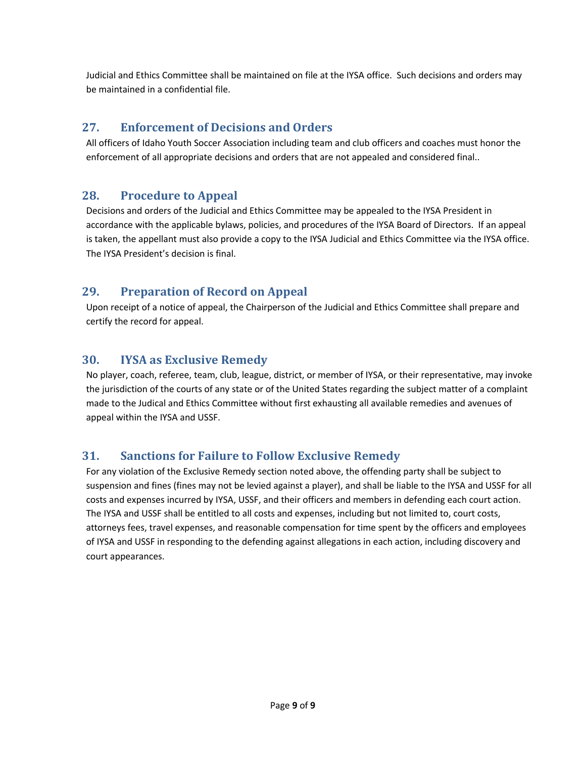Judicial and Ethics Committee shall be maintained on file at the IYSA office. Such decisions and orders may be maintained in a confidential file.

## 27. Enforcement of Decisions and Orders

All officers of Idaho Youth Soccer Association including team and club officers and coaches must honor the enforcement of all appropriate decisions and orders that are not appealed and considered final..

## 28. Procedure to Appeal

Decisions and orders of the Judicial and Ethics Committee may be appealed to the IYSA President in accordance with the applicable bylaws, policies, and procedures of the IYSA Board of Directors. If an appeal is taken, the appellant must also provide a copy to the IYSA Judicial and Ethics Committee via the IYSA office. The IYSA President's decision is final.

## 29. Preparation of Record on Appeal

Upon receipt of a notice of appeal, the Chairperson of the Judicial and Ethics Committee shall prepare and certify the record for appeal.

## 30. IYSA as Exclusive Remedy

No player, coach, referee, team, club, league, district, or member of IYSA, or their representative, may invoke the jurisdiction of the courts of any state or of the United States regarding the subject matter of a complaint made to the Judical and Ethics Committee without first exhausting all available remedies and avenues of appeal within the IYSA and USSF.

## 31. Sanctions for Failure to Follow Exclusive Remedy

For any violation of the Exclusive Remedy section noted above, the offending party shall be subject to suspension and fines (fines may not be levied against a player), and shall be liable to the IYSA and USSF for all costs and expenses incurred by IYSA, USSF, and their officers and members in defending each court action. The IYSA and USSF shall be entitled to all costs and expenses, including but not limited to, court costs, attorneys fees, travel expenses, and reasonable compensation for time spent by the officers and employees of IYSA and USSF in responding to the defending against allegations in each action, including discovery and court appearances.